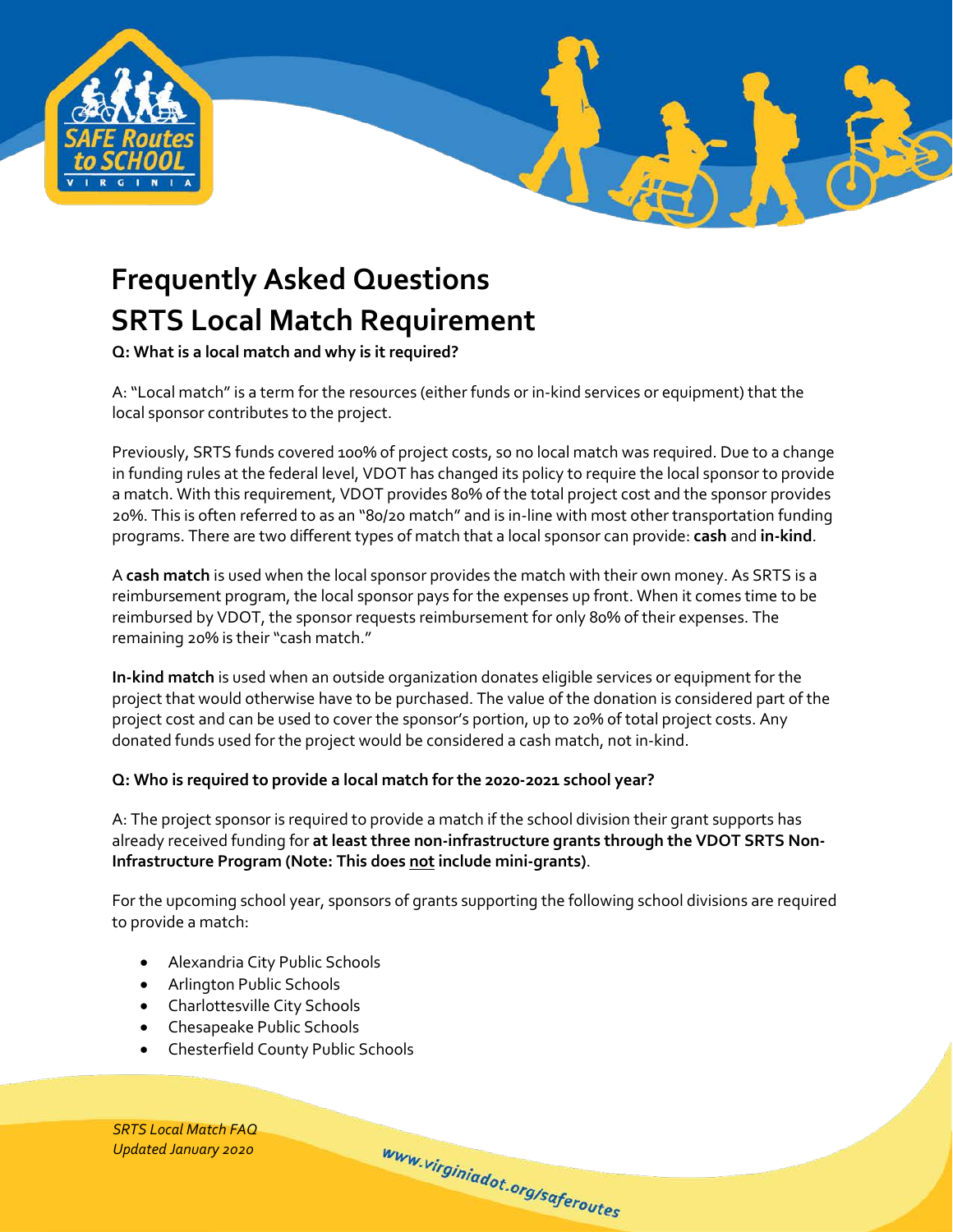# Frequently Asked Questions
# SRTS Local Match Requirement

**Q: What is a local match and why is it required?**

A: "Local match" is a term for the resources (either funds or in-kind services or equipment) that the local sponsor contributes to the project.

Previously, SRTS funds covered 100% of project costs, so no local match was required. Due to a change in funding rules at the federal level, VDOT has changed its policy to require the local sponsor to provide a match. With this requirement, VDOT provides 80% of the total project cost and the sponsor provides 20%. This is often referred to as an "80/20 match" and is in-line with most other transportation funding programs. There are two different types of match that a local sponsor can provide: **cash** and **in-kind**.

A **cash match** is used when the local sponsor provides the match with their own money. As SRTS is a reimbursement program, the local sponsor pays for the expenses up front. When it comes time to be reimbursed by VDOT, the sponsor requests reimbursement for only 80% of their expenses. The remaining 20% is their "cash match."

**In-kind match** is used when an outside organization donates eligible services or equipment for the project that would otherwise have to be purchased. The value of the donation is considered part of the project cost and can be used to cover the sponsor's portion, up to 20% of total project costs. Any donated funds used for the project would be considered a cash match, not in-kind.

**Q: Who is required to provide a local match for the 2020-2021 school year?**

A: The project sponsor is required to provide a match if the school division their grant supports has already received funding for **at least three non-infrastructure grants through the VDOT SRTS Non-Infrastructure Program (Note: This does <u>not</u> include mini-grants)**.

For the upcoming school year, sponsors of grants supporting the following school divisions are required to provide a match:

- Alexandria City Public Schools
- Arlington Public Schools
- Charlottesville City Schools
- Chesapeake Public Schools
- Chesterfield County Public Schools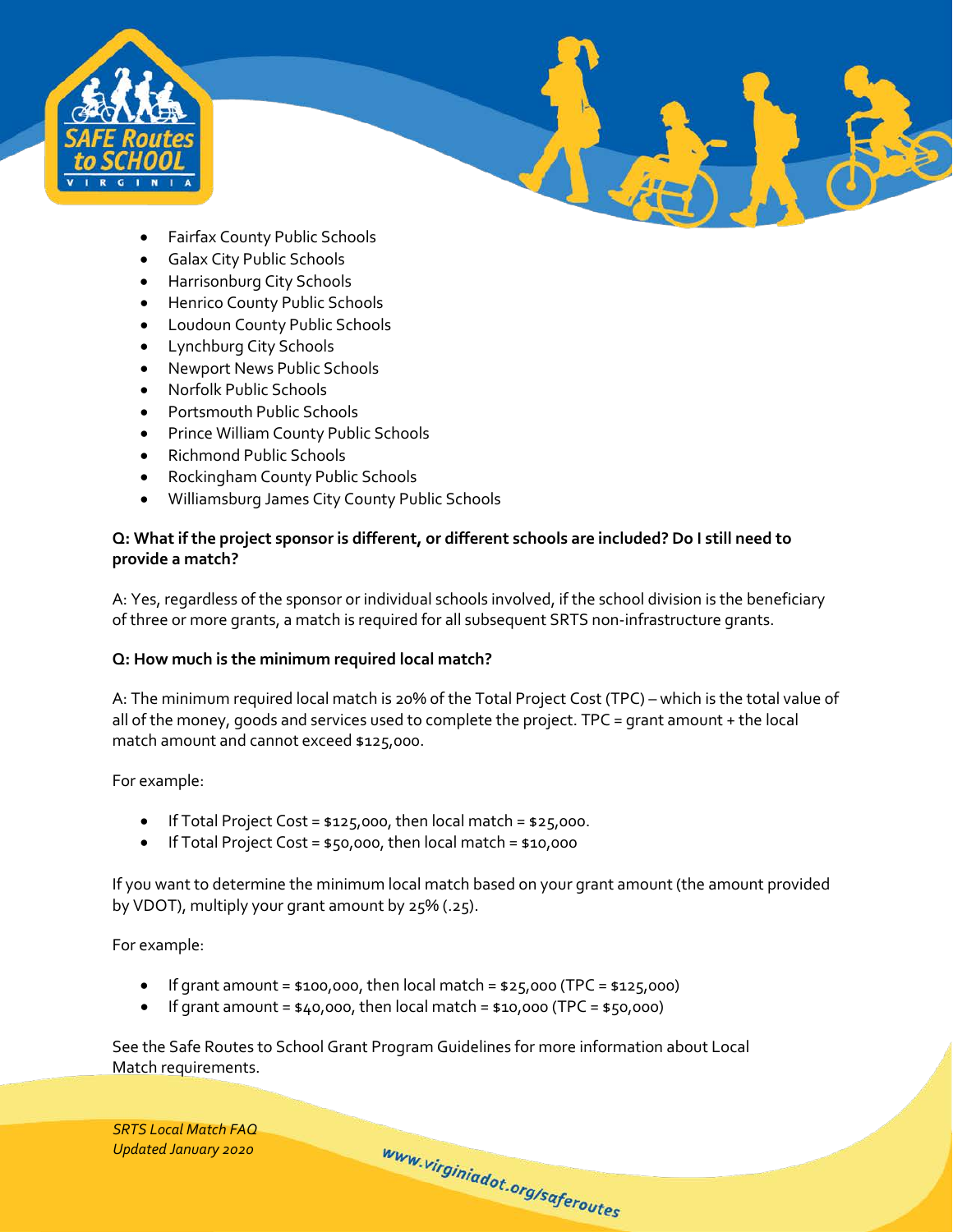- Fairfax County Public Schools
- Galax City Public Schools
- Harrisonburg City Schools
- Henrico County Public Schools
- Loudoun County Public Schools
- Lynchburg City Schools
- Newport News Public Schools
- Norfolk Public Schools
- Portsmouth Public Schools
- Prince William County Public Schools
- Richmond Public Schools
- Rockingham County Public Schools
- Williamsburg James City County Public Schools

**Q: What if the project sponsor is different, or different schools are included? Do I still need to provide a match?**

A: Yes, regardless of the sponsor or individual schools involved, if the school division is the beneficiary of three or more grants, a match is required for all subsequent SRTS non-infrastructure grants.

**Q: How much is the minimum required local match?**

A: The minimum required local match is 20% of the Total Project Cost (TPC) – which is the total value of all of the money, goods and services used to complete the project. TPC = grant amount + the local match amount and cannot exceed $125,000.

For example:

- If Total Project Cost = $125,000, then local match = $25,000.
- If Total Project Cost = $50,000, then local match = $10,000

If you want to determine the minimum local match based on your grant amount (the amount provided by VDOT), multiply your grant amount by 25% (.25).

For example:

- If grant amount = $100,000, then local match = $25,000 (TPC = $125,000)
- If grant amount = $40,000, then local match = $10,000 (TPC = $50,000)

See the Safe Routes to School Grant Program Guidelines for more information about Local Match requirements.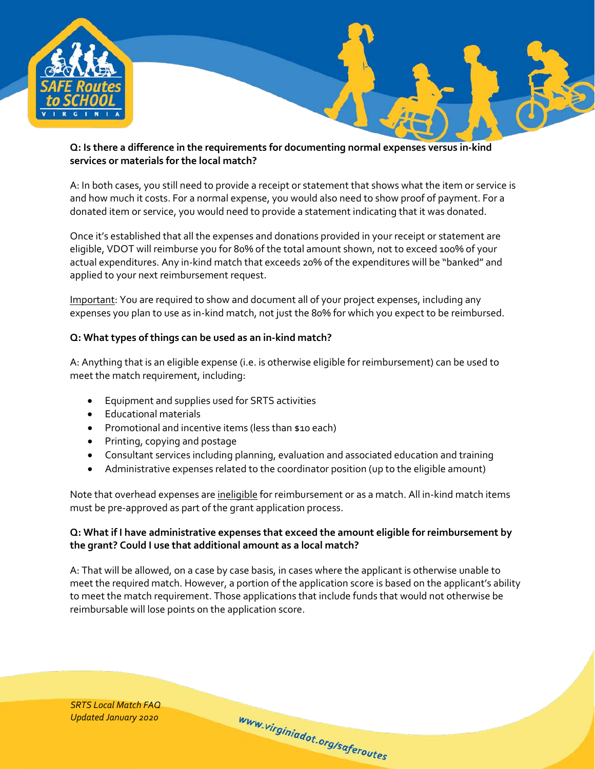**Q: Is there a difference in the requirements for documenting normal expenses versus in-kind services or materials for the local match?**

A: In both cases, you still need to provide a receipt or statement that shows what the item or service is and how much it costs. For a normal expense, you would also need to show proof of payment. For a donated item or service, you would need to provide a statement indicating that it was donated.

Once it's established that all the expenses and donations provided in your receipt or statement are eligible, VDOT will reimburse you for 80% of the total amount shown, not to exceed 100% of your actual expenditures. Any in-kind match that exceeds 20% of the expenditures will be "banked" and applied to your next reimbursement request.

Important: You are required to show and document all of your project expenses, including any expenses you plan to use as in-kind match, not just the 80% for which you expect to be reimbursed.

**Q: What types of things can be used as an in-kind match?**

A: Anything that is an eligible expense (i.e. is otherwise eligible for reimbursement) can be used to meet the match requirement, including:

- Equipment and supplies used for SRTS activities
- Educational materials
- Promotional and incentive items (less than $10 each)
- Printing, copying and postage
- Consultant services including planning, evaluation and associated education and training
- Administrative expenses related to the coordinator position (up to the eligible amount)

Note that overhead expenses are ineligible for reimbursement or as a match. All in-kind match items must be pre-approved as part of the grant application process.

**Q: What if I have administrative expenses that exceed the amount eligible for reimbursement by the grant? Could I use that additional amount as a local match?**

A: That will be allowed, on a case by case basis, in cases where the applicant is otherwise unable to meet the required match. However, a portion of the application score is based on the applicant's ability to meet the match requirement. Those applications that include funds that would not otherwise be reimbursable will lose points on the application score.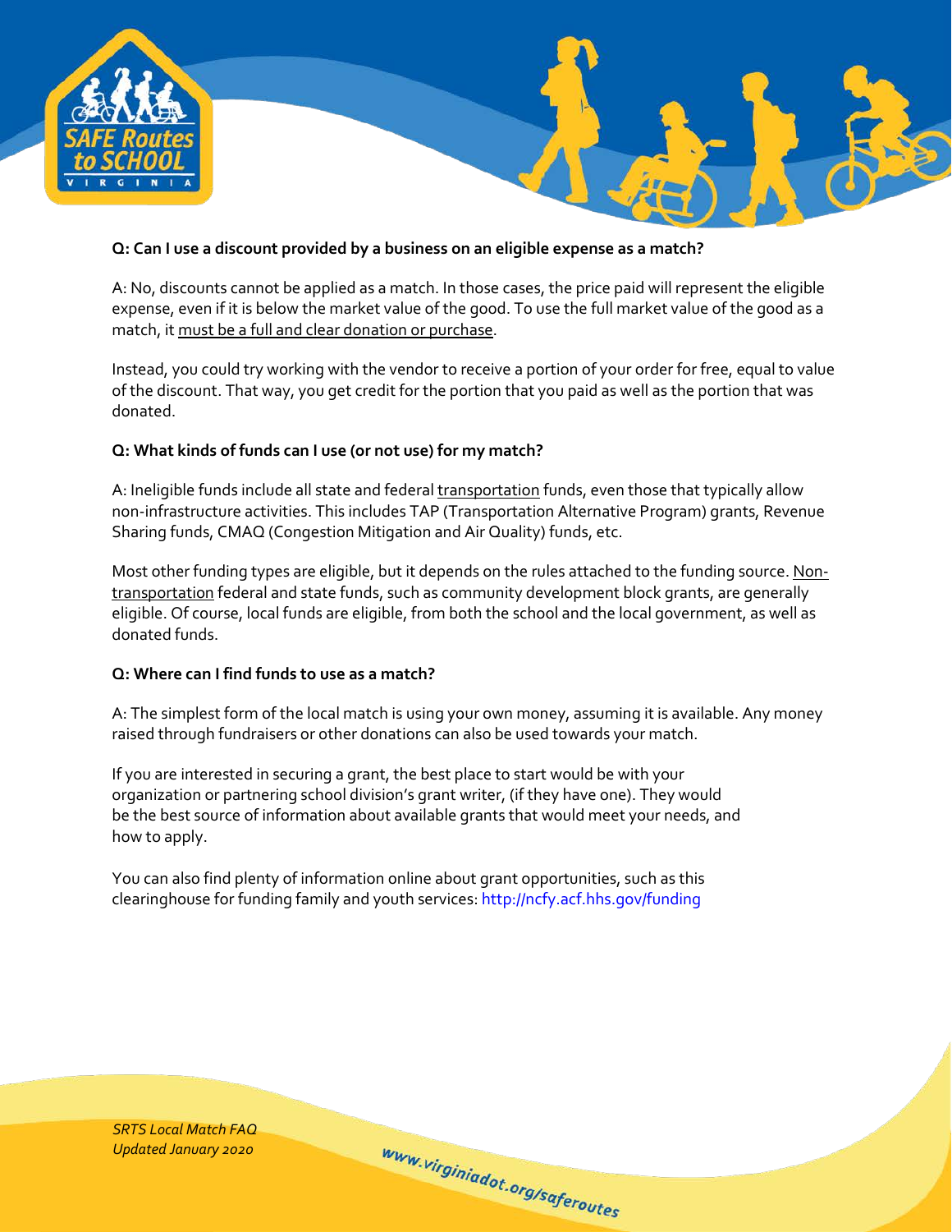**Q: Can I use a discount provided by a business on an eligible expense as a match?**

A: No, discounts cannot be applied as a match. In those cases, the price paid will represent the eligible expense, even if it is below the market value of the good. To use the full market value of the good as a match, it must be a full and clear donation or purchase.

Instead, you could try working with the vendor to receive a portion of your order for free, equal to value of the discount. That way, you get credit for the portion that you paid as well as the portion that was donated.

**Q: What kinds of funds can I use (or not use) for my match?**

A: Ineligible funds include all state and federal transportation funds, even those that typically allow non-infrastructure activities. This includes TAP (Transportation Alternative Program) grants, Revenue Sharing funds, CMAQ (Congestion Mitigation and Air Quality) funds, etc.

Most other funding types are eligible, but it depends on the rules attached to the funding source. Non-transportation federal and state funds, such as community development block grants, are generally eligible. Of course, local funds are eligible, from both the school and the local government, as well as donated funds.

**Q: Where can I find funds to use as a match?**

A: The simplest form of the local match is using your own money, assuming it is available. Any money raised through fundraisers or other donations can also be used towards your match.

If you are interested in securing a grant, the best place to start would be with your organization or partnering school division's grant writer, (if they have one). They would be the best source of information about available grants that would meet your needs, and how to apply.

You can also find plenty of information online about grant opportunities, such as this clearinghouse for funding family and youth services: http://ncfy.acf.hhs.gov/funding